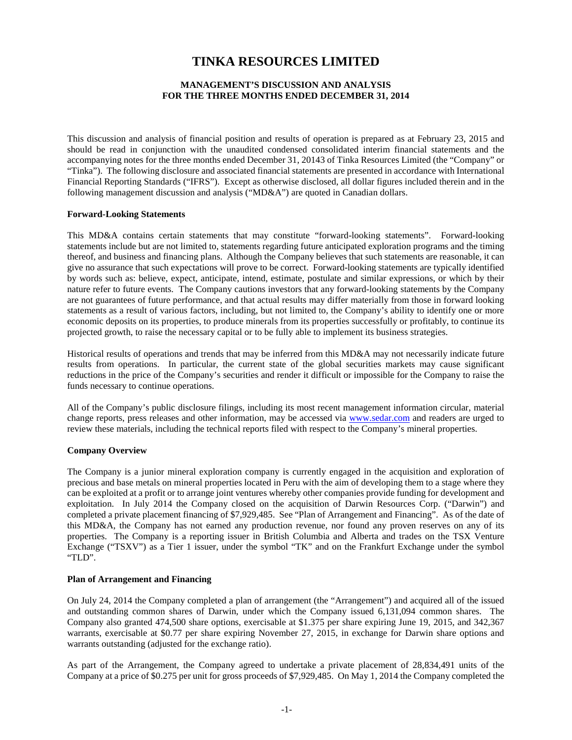# TINKA RESOURCES LIMITED

## MANAGEMENT'S DISCUSSION AND ANALYSIS
## FOR THE THREE MONTHS ENDED DECEMBER 31, 2014

This discussion and analysis of financial position and results of operation is prepared as at February 23, 2015 and should be read in conjunction with the unaudited condensed consolidated interim financial statements and the accompanying notes for the three months ended December 31, 20143 of Tinka Resources Limited (the "Company" or "Tinka"). The following disclosure and associated financial statements are presented in accordance with International Financial Reporting Standards ("IFRS"). Except as otherwise disclosed, all dollar figures included therein and in the following management discussion and analysis ("MD&A") are quoted in Canadian dollars.

**Forward-Looking Statements**

This MD&A contains certain statements that may constitute "forward-looking statements". Forward-looking statements include but are not limited to, statements regarding future anticipated exploration programs and the timing thereof, and business and financing plans. Although the Company believes that such statements are reasonable, it can give no assurance that such expectations will prove to be correct. Forward-looking statements are typically identified by words such as: believe, expect, anticipate, intend, estimate, postulate and similar expressions, or which by their nature refer to future events. The Company cautions investors that any forward-looking statements by the Company are not guarantees of future performance, and that actual results may differ materially from those in forward looking statements as a result of various factors, including, but not limited to, the Company's ability to identify one or more economic deposits on its properties, to produce minerals from its properties successfully or profitably, to continue its projected growth, to raise the necessary capital or to be fully able to implement its business strategies.

Historical results of operations and trends that may be inferred from this MD&A may not necessarily indicate future results from operations. In particular, the current state of the global securities markets may cause significant reductions in the price of the Company's securities and render it difficult or impossible for the Company to raise the funds necessary to continue operations.

All of the Company's public disclosure filings, including its most recent management information circular, material change reports, press releases and other information, may be accessed via www.sedar.com and readers are urged to review these materials, including the technical reports filed with respect to the Company's mineral properties.

**Company Overview**

The Company is a junior mineral exploration company is currently engaged in the acquisition and exploration of precious and base metals on mineral properties located in Peru with the aim of developing them to a stage where they can be exploited at a profit or to arrange joint ventures whereby other companies provide funding for development and exploitation. In July 2014 the Company closed on the acquisition of Darwin Resources Corp. ("Darwin") and completed a private placement financing of $7,929,485. See "Plan of Arrangement and Financing". As of the date of this MD&A, the Company has not earned any production revenue, nor found any proven reserves on any of its properties. The Company is a reporting issuer in British Columbia and Alberta and trades on the TSX Venture Exchange ("TSXV") as a Tier 1 issuer, under the symbol "TK" and on the Frankfurt Exchange under the symbol "TLD".

**Plan of Arrangement and Financing**

On July 24, 2014 the Company completed a plan of arrangement (the "Arrangement") and acquired all of the issued and outstanding common shares of Darwin, under which the Company issued 6,131,094 common shares. The Company also granted 474,500 share options, exercisable at $1.375 per share expiring June 19, 2015, and 342,367 warrants, exercisable at $0.77 per share expiring November 27, 2015, in exchange for Darwin share options and warrants outstanding (adjusted for the exchange ratio).

As part of the Arrangement, the Company agreed to undertake a private placement of 28,834,491 units of the Company at a price of $0.275 per unit for gross proceeds of $7,929,485. On May 1, 2014 the Company completed the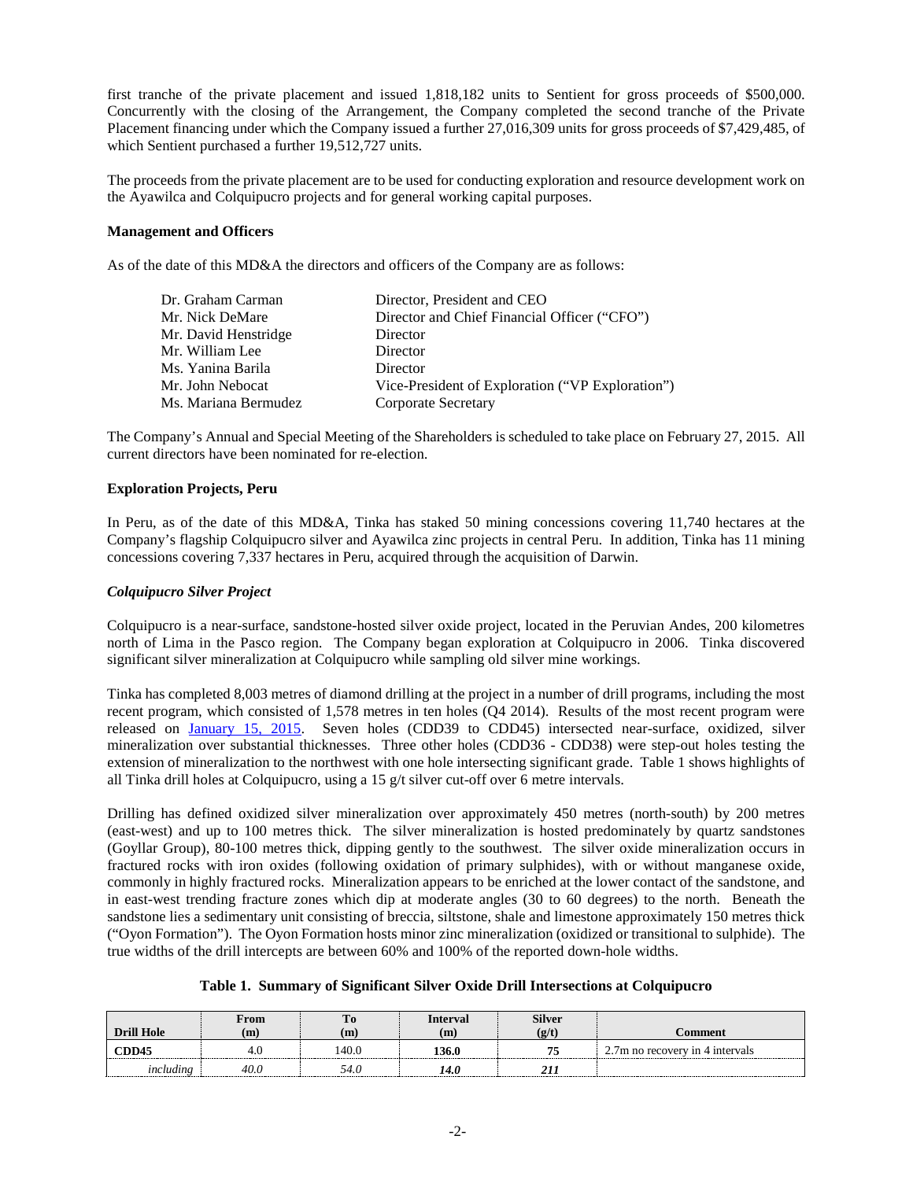first tranche of the private placement and issued 1,818,182 units to Sentient for gross proceeds of $500,000. Concurrently with the closing of the Arrangement, the Company completed the second tranche of the Private Placement financing under which the Company issued a further 27,016,309 units for gross proceeds of $7,429,485, of which Sentient purchased a further 19,512,727 units.

The proceeds from the private placement are to be used for conducting exploration and resource development work on the Ayawilca and Colquipucro projects and for general working capital purposes.

**Management and Officers**

As of the date of this MD&A the directors and officers of the Company are as follows:

| | |
|---|---|
| Dr. Graham Carman | Director, President and CEO |
| Mr. Nick DeMare | Director and Chief Financial Officer ("CFO") |
| Mr. David Henstridge | Director |
| Mr. William Lee | Director |
| Ms. Yanina Barila | Director |
| Mr. John Nebocat | Vice-President of Exploration ("VP Exploration") |
| Ms. Mariana Bermudez | Corporate Secretary |

The Company's Annual and Special Meeting of the Shareholders is scheduled to take place on February 27, 2015. All current directors have been nominated for re-election.

**Exploration Projects, Peru**

In Peru, as of the date of this MD&A, Tinka has staked 50 mining concessions covering 11,740 hectares at the Company's flagship Colquipucro silver and Ayawilca zinc projects in central Peru. In addition, Tinka has 11 mining concessions covering 7,337 hectares in Peru, acquired through the acquisition of Darwin.

***Colquipucro Silver Project***

Colquipucro is a near-surface, sandstone-hosted silver oxide project, located in the Peruvian Andes, 200 kilometres north of Lima in the Pasco region. The Company began exploration at Colquipucro in 2006. Tinka discovered significant silver mineralization at Colquipucro while sampling old silver mine workings.

Tinka has completed 8,003 metres of diamond drilling at the project in a number of drill programs, including the most recent program, which consisted of 1,578 metres in ten holes (Q4 2014). Results of the most recent program were released on January 15, 2015. Seven holes (CDD39 to CDD45) intersected near-surface, oxidized, silver mineralization over substantial thicknesses. Three other holes (CDD36 - CDD38) were step-out holes testing the extension of mineralization to the northwest with one hole intersecting significant grade. Table 1 shows highlights of all Tinka drill holes at Colquipucro, using a 15 g/t silver cut-off over 6 metre intervals.

Drilling has defined oxidized silver mineralization over approximately 450 metres (north-south) by 200 metres (east-west) and up to 100 metres thick. The silver mineralization is hosted predominately by quartz sandstones (Goyllar Group), 80-100 metres thick, dipping gently to the southwest. The silver oxide mineralization occurs in fractured rocks with iron oxides (following oxidation of primary sulphides), with or without manganese oxide, commonly in highly fractured rocks. Mineralization appears to be enriched at the lower contact of the sandstone, and in east-west trending fracture zones which dip at moderate angles (30 to 60 degrees) to the north. Beneath the sandstone lies a sedimentary unit consisting of breccia, siltstone, shale and limestone approximately 150 metres thick ("Oyon Formation"). The Oyon Formation hosts minor zinc mineralization (oxidized or transitional to sulphide). The true widths of the drill intercepts are between 60% and 100% of the reported down-hole widths.

**Table 1. Summary of Significant Silver Oxide Drill Intersections at Colquipucro**

| Drill Hole | From (m) | To (m) | Interval (m) | Silver (g/t) | Comment |
|---|---|---|---|---|---|
| **CDD45** | 4.0 | 140.0 | **136.0** | **75** | 2.7m no recovery in 4 intervals |
| *including* | *40.0* | *54.0* | ***14.0*** | ***211*** | |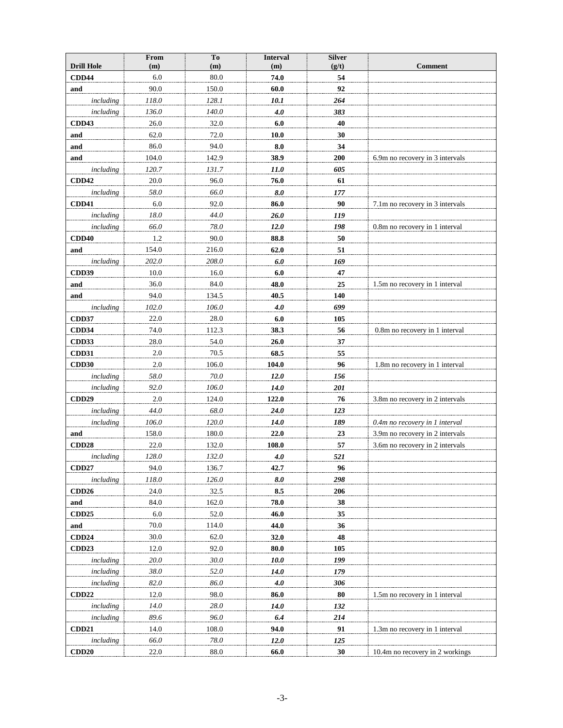| Drill Hole | From (m) | To (m) | Interval (m) | Silver (g/t) | Comment |
|---|---|---|---|---|---|
| **CDD44** | 6.0 | 80.0 | **74.0** | **54** | |
| **and** | 90.0 | 150.0 | **60.0** | **92** | |
| *including* | *118.0* | *128.1* | ***10.1*** | ***264*** | |
| *including* | *136.0* | *140.0* | ***4.0*** | ***383*** | |
| **CDD43** | 26.0 | 32.0 | **6.0** | **40** | |
| **and** | 62.0 | 72.0 | **10.0** | **30** | |
| **and** | 86.0 | 94.0 | **8.0** | **34** | |
| **and** | 104.0 | 142.9 | **38.9** | **200** | 6.9m no recovery in 3 intervals |
| *including* | *120.7* | *131.7* | ***11.0*** | ***605*** | |
| **CDD42** | 20.0 | 96.0 | **76.0** | **61** | |
| *including* | *58.0* | *66.0* | ***8.0*** | ***177*** | |
| **CDD41** | 6.0 | 92.0 | **86.0** | **90** | 7.1m no recovery in 3 intervals |
| *including* | *18.0* | *44.0* | ***26.0*** | ***119*** | |
| *including* | *66.0* | *78.0* | ***12.0*** | ***198*** | 0.8m no recovery in 1 interval |
| **CDD40** | 1.2 | 90.0 | **88.8** | **50** | |
| **and** | 154.0 | 216.0 | **62.0** | **51** | |
| *including* | *202.0* | *208.0* | ***6.0*** | ***169*** | |
| **CDD39** | 10.0 | 16.0 | **6.0** | **47** | |
| **and** | 36.0 | 84.0 | **48.0** | **25** | 1.5m no recovery in 1 interval |
| **and** | 94.0 | 134.5 | **40.5** | **140** | |
| *including* | *102.0* | *106.0* | ***4.0*** | ***699*** | |
| **CDD37** | 22.0 | 28.0 | **6.0** | **105** | |
| **CDD34** | 74.0 | 112.3 | **38.3** | **56** | 0.8m no recovery in 1 interval |
| **CDD33** | 28.0 | 54.0 | **26.0** | **37** | |
| **CDD31** | 2.0 | 70.5 | **68.5** | **55** | |
| **CDD30** | 2.0 | 106.0 | **104.0** | **96** | 1.8m no recovery in 1 interval |
| *including* | *58.0* | *70.0* | ***12.0*** | ***156*** | |
| *including* | *92.0* | *106.0* | ***14.0*** | ***201*** | |
| **CDD29** | 2.0 | 124.0 | **122.0** | **76** | 3.8m no recovery in 2 intervals |
| *including* | *44.0* | *68.0* | ***24.0*** | ***123*** | |
| *including* | *106.0* | *120.0* | ***14.0*** | ***189*** | *0.4m no recovery in 1 interval* |
| **and** | 158.0 | 180.0 | **22.0** | **23** | 3.9m no recovery in 2 intervals |
| **CDD28** | 22.0 | 132.0 | **108.0** | **57** | 3.6m no recovery in 2 intervals |
| *including* | *128.0* | *132.0* | ***4.0*** | ***521*** | |
| **CDD27** | 94.0 | 136.7 | **42.7** | **96** | |
| *including* | *118.0* | *126.0* | ***8.0*** | ***298*** | |
| **CDD26** | 24.0 | 32.5 | **8.5** | **206** | |
| **and** | 84.0 | 162.0 | **78.0** | **38** | |
| **CDD25** | 6.0 | 52.0 | **46.0** | **35** | |
| **and** | 70.0 | 114.0 | **44.0** | **36** | |
| **CDD24** | 30.0 | 62.0 | **32.0** | **48** | |
| **CDD23** | 12.0 | 92.0 | **80.0** | **105** | |
| *including* | *20.0* | *30.0* | ***10.0*** | ***199*** | |
| *including* | *38.0* | *52.0* | ***14.0*** | ***179*** | |
| *including* | *82.0* | *86.0* | ***4.0*** | ***306*** | |
| **CDD22** | 12.0 | 98.0 | **86.0** | **80** | 1.5m no recovery in 1 interval |
| *including* | *14.0* | *28.0* | ***14.0*** | ***132*** | |
| *including* | *89.6* | *96.0* | ***6.4*** | ***214*** | |
| **CDD21** | 14.0 | 108.0 | **94.0** | **91** | 1.3m no recovery in 1 interval |
| *including* | *66.0* | *78.0* | ***12.0*** | ***125*** | |
| **CDD20** | 22.0 | 88.0 | **66.0** | **30** | 10.4m no recovery in 2 workings |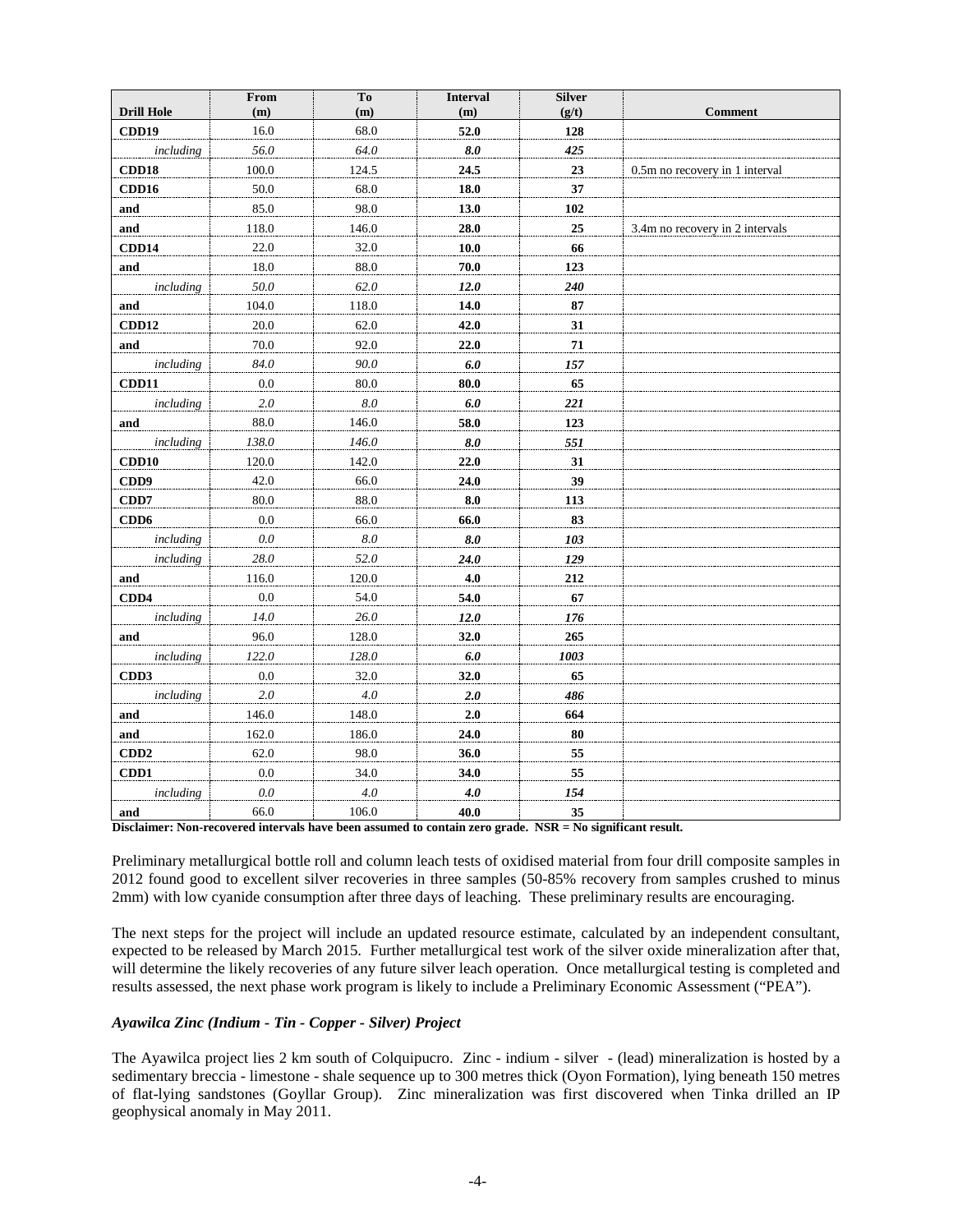| Drill Hole | From (m) | To (m) | Interval (m) | Silver (g/t) | Comment |
|---|---|---|---|---|---|
| **CDD19** | 16.0 | 68.0 | **52.0** | **128** | |
| *including* | *56.0* | *64.0* | ***8.0*** | ***425*** | |
| **CDD18** | 100.0 | 124.5 | **24.5** | **23** | 0.5m no recovery in 1 interval |
| **CDD16** | 50.0 | 68.0 | **18.0** | **37** | |
| **and** | 85.0 | 98.0 | **13.0** | **102** | |
| **and** | 118.0 | 146.0 | **28.0** | **25** | 3.4m no recovery in 2 intervals |
| **CDD14** | 22.0 | 32.0 | **10.0** | **66** | |
| **and** | 18.0 | 88.0 | **70.0** | **123** | |
| *including* | *50.0* | *62.0* | ***12.0*** | ***240*** | |
| **and** | 104.0 | 118.0 | **14.0** | **87** | |
| **CDD12** | 20.0 | 62.0 | **42.0** | **31** | |
| **and** | 70.0 | 92.0 | **22.0** | **71** | |
| *including* | *84.0* | *90.0* | ***6.0*** | ***157*** | |
| **CDD11** | 0.0 | 80.0 | **80.0** | **65** | |
| *including* | *2.0* | *8.0* | ***6.0*** | ***221*** | |
| **and** | 88.0 | 146.0 | **58.0** | **123** | |
| *including* | *138.0* | *146.0* | ***8.0*** | ***551*** | |
| **CDD10** | 120.0 | 142.0 | **22.0** | **31** | |
| **CDD9** | 42.0 | 66.0 | **24.0** | **39** | |
| **CDD7** | 80.0 | 88.0 | **8.0** | **113** | |
| **CDD6** | 0.0 | 66.0 | **66.0** | **83** | |
| *including* | *0.0* | *8.0* | ***8.0*** | ***103*** | |
| *including* | *28.0* | *52.0* | ***24.0*** | ***129*** | |
| **and** | 116.0 | 120.0 | **4.0** | **212** | |
| **CDD4** | 0.0 | 54.0 | **54.0** | **67** | |
| *including* | *14.0* | *26.0* | ***12.0*** | ***176*** | |
| **and** | 96.0 | 128.0 | **32.0** | **265** | |
| *including* | *122.0* | *128.0* | ***6.0*** | ***1003*** | |
| **CDD3** | 0.0 | 32.0 | **32.0** | **65** | |
| *including* | *2.0* | *4.0* | ***2.0*** | ***486*** | |
| **and** | 146.0 | 148.0 | **2.0** | **664** | |
| **and** | 162.0 | 186.0 | **24.0** | **80** | |
| **CDD2** | 62.0 | 98.0 | **36.0** | **55** | |
| **CDD1** | 0.0 | 34.0 | **34.0** | **55** | |
| *including* | *0.0* | *4.0* | ***4.0*** | ***154*** | |
| **and** | 66.0 | 106.0 | **40.0** | **35** | |

**Disclaimer: Non-recovered intervals have been assumed to contain zero grade. NSR = No significant result.**

Preliminary metallurgical bottle roll and column leach tests of oxidised material from four drill composite samples in 2012 found good to excellent silver recoveries in three samples (50-85% recovery from samples crushed to minus 2mm) with low cyanide consumption after three days of leaching. These preliminary results are encouraging.

The next steps for the project will include an updated resource estimate, calculated by an independent consultant, expected to be released by March 2015. Further metallurgical test work of the silver oxide mineralization after that, will determine the likely recoveries of any future silver leach operation. Once metallurgical testing is completed and results assessed, the next phase work program is likely to include a Preliminary Economic Assessment ("PEA").

### *Ayawilca Zinc (Indium - Tin - Copper - Silver) Project*

The Ayawilca project lies 2 km south of Colquipucro. Zinc - indium - silver - (lead) mineralization is hosted by a sedimentary breccia - limestone - shale sequence up to 300 metres thick (Oyon Formation), lying beneath 150 metres of flat-lying sandstones (Goyllar Group). Zinc mineralization was first discovered when Tinka drilled an IP geophysical anomaly in May 2011.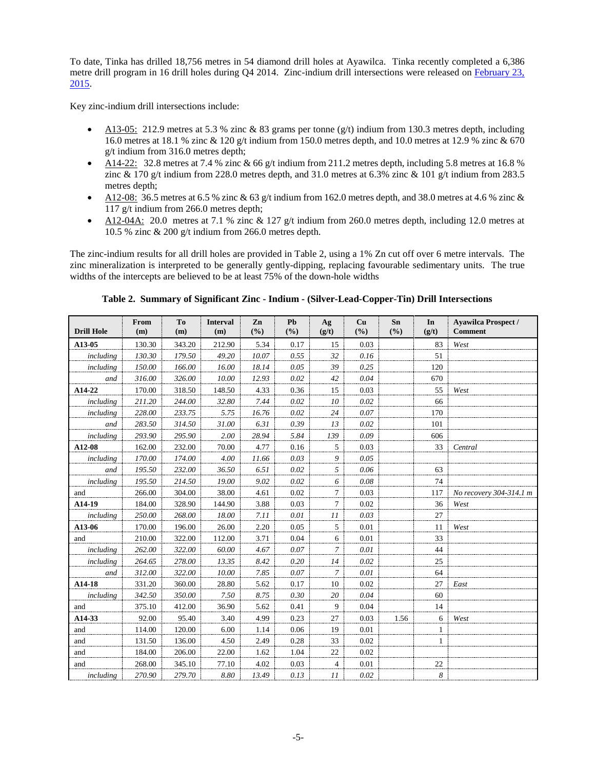To date, Tinka has drilled 18,756 metres in 54 diamond drill holes at Ayawilca. Tinka recently completed a 6,386 metre drill program in 16 drill holes during Q4 2014. Zinc-indium drill intersections were released on February 23, 2015.

Key zinc-indium drill intersections include:

- A13-05: 212.9 metres at 5.3 % zinc & 83 grams per tonne (g/t) indium from 130.3 metres depth, including 16.0 metres at 18.1 % zinc & 120 g/t indium from 150.0 metres depth, and 10.0 metres at 12.9 % zinc & 670 g/t indium from 316.0 metres depth;
- A14-22: 32.8 metres at 7.4 % zinc & 66 g/t indium from 211.2 metres depth, including 5.8 metres at 16.8 % zinc & 170 g/t indium from 228.0 metres depth, and 31.0 metres at 6.3% zinc & 101 g/t indium from 283.5 metres depth;
- A12-08: 36.5 metres at 6.5 % zinc & 63 g/t indium from 162.0 metres depth, and 38.0 metres at 4.6 % zinc & 117 g/t indium from 266.0 metres depth;
- A12-04A: 20.0 metres at 7.1 % zinc & 127 g/t indium from 260.0 metres depth, including 12.0 metres at 10.5 % zinc & 200 g/t indium from 266.0 metres depth.

The zinc-indium results for all drill holes are provided in Table 2, using a 1% Zn cut off over 6 metre intervals. The zinc mineralization is interpreted to be generally gently-dipping, replacing favourable sedimentary units. The true widths of the intercepts are believed to be at least 75% of the down-hole widths

**Table 2. Summary of Significant Zinc - Indium - (Silver-Lead-Copper-Tin) Drill Intersections**

| Drill Hole | From (m) | To (m) | Interval (m) | Zn (%) | Pb (%) | Ag (g/t) | Cu (%) | Sn (%) | In (g/t) | Ayawilca Prospect / Comment |
|---|---|---|---|---|---|---|---|---|---|---|
| **A13-05** | 130.30 | 343.20 | 212.90 | 5.34 | 0.17 | 15 | 0.03 | | 83 | *West* |
| *including* | *130.30* | *179.50* | *49.20* | *10.07* | *0.55* | *32* | *0.16* | | 51 | |
| *including* | *150.00* | *166.00* | *16.00* | *18.14* | *0.05* | *39* | *0.25* | | 120 | |
| *and* | *316.00* | *326.00* | *10.00* | *12.93* | *0.02* | *42* | *0.04* | | 670 | |
| **A14-22** | 170.00 | 318.50 | 148.50 | 4.33 | 0.36 | 15 | 0.03 | | 55 | *West* |
| *including* | *211.20* | *244.00* | *32.80* | *7.44* | *0.02* | *10* | *0.02* | | 66 | |
| *including* | *228.00* | *233.75* | *5.75* | *16.76* | *0.02* | *24* | *0.07* | | 170 | |
| *and* | *283.50* | *314.50* | *31.00* | *6.31* | *0.39* | *13* | *0.02* | | 101 | |
| *including* | *293.90* | *295.90* | *2.00* | *28.94* | *5.84* | *139* | *0.09* | | 606 | |
| **A12-08** | 162.00 | 232.00 | 70.00 | 4.77 | 0.16 | 5 | 0.03 | | 33 | *Central* |
| *including* | *170.00* | *174.00* | *4.00* | *11.66* | *0.03* | *9* | *0.05* | | | |
| *and* | *195.50* | *232.00* | *36.50* | *6.51* | *0.02* | *5* | *0.06* | | 63 | |
| *including* | *195.50* | *214.50* | *19.00* | *9.02* | *0.02* | *6* | *0.08* | | 74 | |
| and | 266.00 | 304.00 | 38.00 | 4.61 | 0.02 | 7 | 0.03 | | 117 | *No recovery 304-314.1 m* |
| **A14-19** | 184.00 | 328.90 | 144.90 | 3.88 | 0.03 | 7 | 0.02 | | 36 | *West* |
| *including* | *250.00* | *268.00* | *18.00* | *7.11* | *0.01* | *11* | *0.03* | | 27 | |
| **A13-06** | 170.00 | 196.00 | 26.00 | 2.20 | 0.05 | 5 | 0.01 | | 11 | *West* |
| and | 210.00 | 322.00 | 112.00 | 3.71 | 0.04 | 6 | 0.01 | | 33 | |
| *including* | *262.00* | *322.00* | *60.00* | *4.67* | *0.07* | *7* | *0.01* | | 44 | |
| *including* | *264.65* | *278.00* | *13.35* | *8.42* | *0.20* | *14* | *0.02* | | 25 | |
| *and* | *312.00* | *322.00* | *10.00* | *7.85* | *0.07* | *7* | *0.01* | | 64 | |
| **A14-18** | 331.20 | 360.00 | 28.80 | 5.62 | 0.17 | 10 | 0.02 | | 27 | *East* |
| *including* | *342.50* | *350.00* | *7.50* | *8.75* | *0.30* | *20* | *0.04* | | 60 | |
| and | 375.10 | 412.00 | 36.90 | 5.62 | 0.41 | 9 | 0.04 | | 14 | |
| **A14-33** | 92.00 | 95.40 | 3.40 | 4.99 | 0.23 | 27 | 0.03 | 1.56 | 6 | *West* |
| and | 114.00 | 120.00 | 6.00 | 1.14 | 0.06 | 19 | 0.01 | | 1 | |
| and | 131.50 | 136.00 | 4.50 | 2.49 | 0.28 | 33 | 0.02 | | 1 | |
| and | 184.00 | 206.00 | 22.00 | 1.62 | 1.04 | 22 | 0.02 | | | |
| and | 268.00 | 345.10 | 77.10 | 4.02 | 0.03 | 4 | 0.01 | | 22 | |
| *including* | *270.90* | *279.70* | *8.80* | *13.49* | *0.13* | *11* | *0.02* | | *8* | |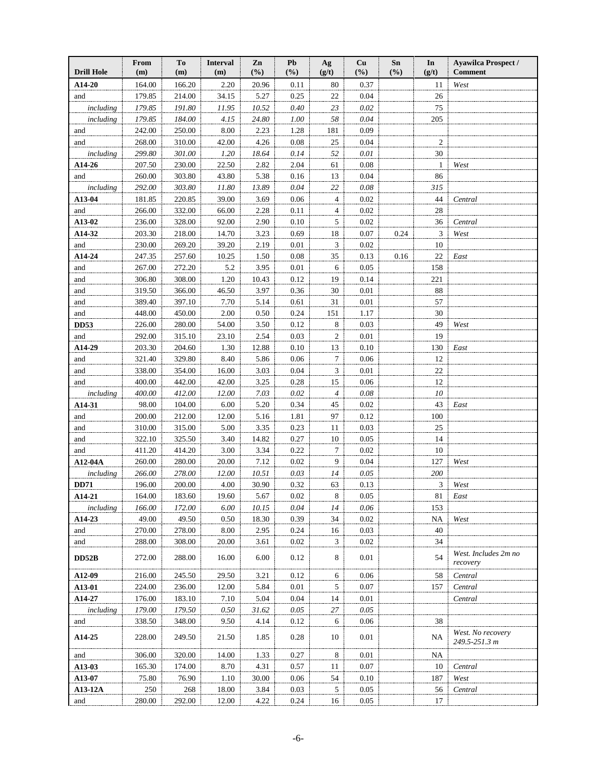| Drill Hole | From (m) | To (m) | Interval (m) | Zn (%) | Pb (%) | Ag (g/t) | Cu (%) | Sn (%) | In (g/t) | Ayawilca Prospect / Comment |
|---|---|---|---|---|---|---|---|---|---|---|
| **A14-20** | 164.00 | 166.20 | 2.20 | 20.96 | 0.11 | 80 | 0.37 | | 11 | *West* |
| and | 179.85 | 214.00 | 34.15 | 5.27 | 0.25 | 22 | 0.04 | | 26 | |
| *including* | *179.85* | *191.80* | *11.95* | *10.52* | *0.40* | *23* | *0.02* | | 75 | |
| *including* | *179.85* | *184.00* | *4.15* | *24.80* | *1.00* | *58* | *0.04* | | 205 | |
| and | 242.00 | 250.00 | 8.00 | 2.23 | 1.28 | 181 | 0.09 | | | |
| and | 268.00 | 310.00 | 42.00 | 4.26 | 0.08 | 25 | 0.04 | | 2 | |
| *including* | *299.80* | *301.00* | *1.20* | *18.64* | *0.14* | *52* | *0.01* | | 30 | |
| **A14-26** | 207.50 | 230.00 | 22.50 | 2.82 | 2.04 | 61 | 0.08 | | 1 | *West* |
| and | 260.00 | 303.80 | 43.80 | 5.38 | 0.16 | 13 | 0.04 | | 86 | |
| *including* | *292.00* | *303.80* | *11.80* | *13.89* | *0.04* | *22* | *0.08* | | *315* | |
| **A13-04** | 181.85 | 220.85 | 39.00 | 3.69 | 0.06 | 4 | 0.02 | | 44 | *Central* |
| and | 266.00 | 332.00 | 66.00 | 2.28 | 0.11 | 4 | 0.02 | | 28 | |
| **A13-02** | 236.00 | 328.00 | 92.00 | 2.90 | 0.10 | 5 | 0.02 | | 36 | *Central* |
| **A14-32** | 203.30 | 218.00 | 14.70 | 3.23 | 0.69 | 18 | 0.07 | 0.24 | 3 | *West* |
| and | 230.00 | 269.20 | 39.20 | 2.19 | 0.01 | 3 | 0.02 | | 10 | |
| **A14-24** | 247.35 | 257.60 | 10.25 | 1.50 | 0.08 | 35 | 0.13 | 0.16 | 22 | *East* |
| and | 267.00 | 272.20 | 5.2 | 3.95 | 0.01 | 6 | 0.05 | | 158 | |
| and | 306.80 | 308.00 | 1.20 | 10.43 | 0.12 | 19 | 0.14 | | 221 | |
| and | 319.50 | 366.00 | 46.50 | 3.97 | 0.36 | 30 | 0.01 | | 88 | |
| and | 389.40 | 397.10 | 7.70 | 5.14 | 0.61 | 31 | 0.01 | | 57 | |
| and | 448.00 | 450.00 | 2.00 | 0.50 | 0.24 | 151 | 1.17 | | 30 | |
| **DD53** | 226.00 | 280.00 | 54.00 | 3.50 | 0.12 | 8 | 0.03 | | 49 | *West* |
| and | 292.00 | 315.10 | 23.10 | 2.54 | 0.03 | 2 | 0.01 | | 19 | |
| **A14-29** | 203.30 | 204.60 | 1.30 | 12.88 | 0.10 | 13 | 0.10 | | 130 | *East* |
| and | 321.40 | 329.80 | 8.40 | 5.86 | 0.06 | 7 | 0.06 | | 12 | |
| and | 338.00 | 354.00 | 16.00 | 3.03 | 0.04 | 3 | 0.01 | | 22 | |
| and | 400.00 | 442.00 | 42.00 | 3.25 | 0.28 | 15 | 0.06 | | 12 | |
| *including* | *400.00* | *412.00* | *12.00* | *7.03* | *0.02* | *4* | *0.08* | | *10* | |
| **A14-31** | 98.00 | 104.00 | 6.00 | 5.20 | 0.34 | 45 | 0.02 | | 43 | *East* |
| and | 200.00 | 212.00 | 12.00 | 5.16 | 1.81 | 97 | 0.12 | | 100 | |
| and | 310.00 | 315.00 | 5.00 | 3.35 | 0.23 | 11 | 0.03 | | 25 | |
| and | 322.10 | 325.50 | 3.40 | 14.82 | 0.27 | 10 | 0.05 | | 14 | |
| and | 411.20 | 414.20 | 3.00 | 3.34 | 0.22 | 7 | 0.02 | | 10 | |
| **A12-04A** | 260.00 | 280.00 | 20.00 | 7.12 | 0.02 | 9 | 0.04 | | 127 | *West* |
| *including* | *266.00* | *278.00* | *12.00* | *10.51* | *0.03* | *14* | *0.05* | | *200* | |
| **DD71** | 196.00 | 200.00 | 4.00 | 30.90 | 0.32 | 63 | 0.13 | | 3 | *West* |
| **A14-21** | 164.00 | 183.60 | 19.60 | 5.67 | 0.02 | 8 | 0.05 | | 81 | *East* |
| *including* | *166.00* | *172.00* | *6.00* | *10.15* | *0.04* | *14* | *0.06* | | 153 | |
| **A14-23** | 49.00 | 49.50 | 0.50 | 18.30 | 0.39 | 34 | 0.02 | | NA | *West* |
| and | 270.00 | 278.00 | 8.00 | 2.95 | 0.24 | 16 | 0.03 | | 40 | |
| and | 288.00 | 308.00 | 20.00 | 3.61 | 0.02 | 3 | 0.02 | | 34 | |
| **DD52B** | 272.00 | 288.00 | 16.00 | 6.00 | 0.12 | 8 | 0.01 | | 54 | *West. Includes 2m no recovery* |
| **A12-09** | 216.00 | 245.50 | 29.50 | 3.21 | 0.12 | 6 | 0.06 | | 58 | *Central* |
| **A13-01** | 224.00 | 236.00 | 12.00 | 5.84 | 0.01 | 5 | 0.07 | | 157 | *Central* |
| **A14-27** | 176.00 | 183.10 | 7.10 | 5.04 | 0.04 | 14 | 0.01 | | | *Central* |
| *including* | *179.00* | *179.50* | *0.50* | *31.62* | *0.05* | *27* | *0.05* | | | |
| and | 338.50 | 348.00 | 9.50 | 4.14 | 0.12 | 6 | 0.06 | | 38 | |
| **A14-25** | 228.00 | 249.50 | 21.50 | 1.85 | 0.28 | 10 | 0.01 | | NA | *West. No recovery 249.5-251.3 m* |
| and | 306.00 | 320.00 | 14.00 | 1.33 | 0.27 | 8 | 0.01 | | NA | |
| **A13-03** | 165.30 | 174.00 | 8.70 | 4.31 | 0.57 | 11 | 0.07 | | 10 | *Central* |
| **A13-07** | 75.80 | 76.90 | 1.10 | 30.00 | 0.06 | 54 | 0.10 | | 187 | *West* |
| **A13-12A** | 250 | 268 | 18.00 | 3.84 | 0.03 | 5 | 0.05 | | 56 | *Central* |
| and | 280.00 | 292.00 | 12.00 | 4.22 | 0.24 | 16 | 0.05 | | 17 | |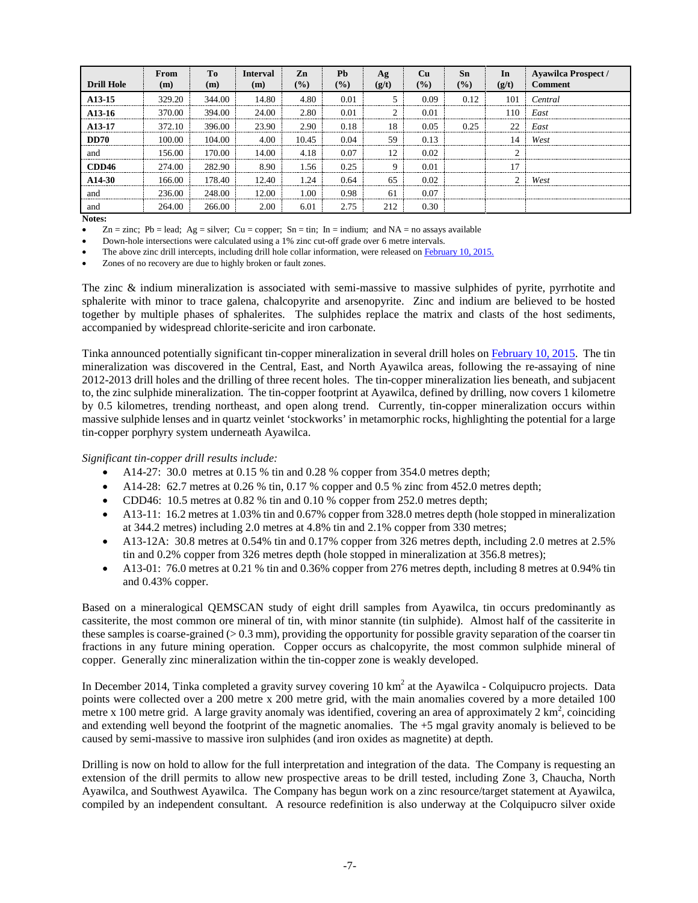| Drill Hole | From (m) | To (m) | Interval (m) | Zn (%) | Pb (%) | Ag (g/t) | Cu (%) | Sn (%) | In (g/t) | Ayawilca Prospect / Comment |
|---|---|---|---|---|---|---|---|---|---|---|
| **A13-15** | 329.20 | 344.00 | 14.80 | 4.80 | 0.01 | 5 | 0.09 | 0.12 | 101 | *Central* |
| **A13-16** | 370.00 | 394.00 | 24.00 | 2.80 | 0.01 | 2 | 0.01 | | 110 | *East* |
| **A13-17** | 372.10 | 396.00 | 23.90 | 2.90 | 0.18 | 18 | 0.05 | 0.25 | 22 | *East* |
| **DD70** | 100.00 | 104.00 | 4.00 | 10.45 | 0.04 | 59 | 0.13 | | 14 | *West* |
| and | 156.00 | 170.00 | 14.00 | 4.18 | 0.07 | 12 | 0.02 | | 2 | |
| **CDD46** | 274.00 | 282.90 | 8.90 | 1.56 | 0.25 | 9 | 0.01 | | 17 | |
| **A14-30** | 166.00 | 178.40 | 12.40 | 1.24 | 0.64 | 65 | 0.02 | | 2 | *West* |
| and | 236.00 | 248.00 | 12.00 | 1.00 | 0.98 | 61 | 0.07 | | | |
| and | 264.00 | 266.00 | 2.00 | 6.01 | 2.75 | 212 | 0.30 | | | |

**Notes:**

- Zn = zinc; Pb = lead; Ag = silver; Cu = copper; Sn = tin; In = indium; and NA = no assays available
- Down-hole intersections were calculated using a 1% zinc cut-off grade over 6 metre intervals.
- The above zinc drill intercepts, including drill hole collar information, were released on February 10, 2015.
- Zones of no recovery are due to highly broken or fault zones.

The zinc & indium mineralization is associated with semi-massive to massive sulphides of pyrite, pyrrhotite and sphalerite with minor to trace galena, chalcopyrite and arsenopyrite. Zinc and indium are believed to be hosted together by multiple phases of sphalerites. The sulphides replace the matrix and clasts of the host sediments, accompanied by widespread chlorite-sericite and iron carbonate.

Tinka announced potentially significant tin-copper mineralization in several drill holes on February 10, 2015. The tin mineralization was discovered in the Central, East, and North Ayawilca areas, following the re-assaying of nine 2012-2013 drill holes and the drilling of three recent holes. The tin-copper mineralization lies beneath, and subjacent to, the zinc sulphide mineralization. The tin-copper footprint at Ayawilca, defined by drilling, now covers 1 kilometre by 0.5 kilometres, trending northeast, and open along trend. Currently, tin-copper mineralization occurs within massive sulphide lenses and in quartz veinlet 'stockworks' in metamorphic rocks, highlighting the potential for a large tin-copper porphyry system underneath Ayawilca.

*Significant tin-copper drill results include:*

- A14-27: 30.0 metres at 0.15 % tin and 0.28 % copper from 354.0 metres depth;
- A14-28: 62.7 metres at 0.26 % tin, 0.17 % copper and 0.5 % zinc from 452.0 metres depth;
- CDD46: 10.5 metres at 0.82 % tin and 0.10 % copper from 252.0 metres depth;
- A13-11: 16.2 metres at 1.03% tin and 0.67% copper from 328.0 metres depth (hole stopped in mineralization at 344.2 metres) including 2.0 metres at 4.8% tin and 2.1% copper from 330 metres;
- A13-12A: 30.8 metres at 0.54% tin and 0.17% copper from 326 metres depth, including 2.0 metres at 2.5% tin and 0.2% copper from 326 metres depth (hole stopped in mineralization at 356.8 metres);
- A13-01: 76.0 metres at 0.21 % tin and 0.36% copper from 276 metres depth, including 8 metres at 0.94% tin and 0.43% copper.

Based on a mineralogical QEMSCAN study of eight drill samples from Ayawilca, tin occurs predominantly as cassiterite, the most common ore mineral of tin, with minor stannite (tin sulphide). Almost half of the cassiterite in these samples is coarse-grained (> 0.3 mm), providing the opportunity for possible gravity separation of the coarser tin fractions in any future mining operation. Copper occurs as chalcopyrite, the most common sulphide mineral of copper. Generally zinc mineralization within the tin-copper zone is weakly developed.

In December 2014, Tinka completed a gravity survey covering 10 $km^2$ at the Ayawilca - Colquipucro projects. Data points were collected over a 200 metre x 200 metre grid, with the main anomalies covered by a more detailed 100 metre x 100 metre grid. A large gravity anomaly was identified, covering an area of approximately 2 $km^2$, coinciding and extending well beyond the footprint of the magnetic anomalies. The +5 mgal gravity anomaly is believed to be caused by semi-massive to massive iron sulphides (and iron oxides as magnetite) at depth.

Drilling is now on hold to allow for the full interpretation and integration of the data. The Company is requesting an extension of the drill permits to allow new prospective areas to be drill tested, including Zone 3, Chaucha, North Ayawilca, and Southwest Ayawilca. The Company has begun work on a zinc resource/target statement at Ayawilca, compiled by an independent consultant. A resource redefinition is also underway at the Colquipucro silver oxide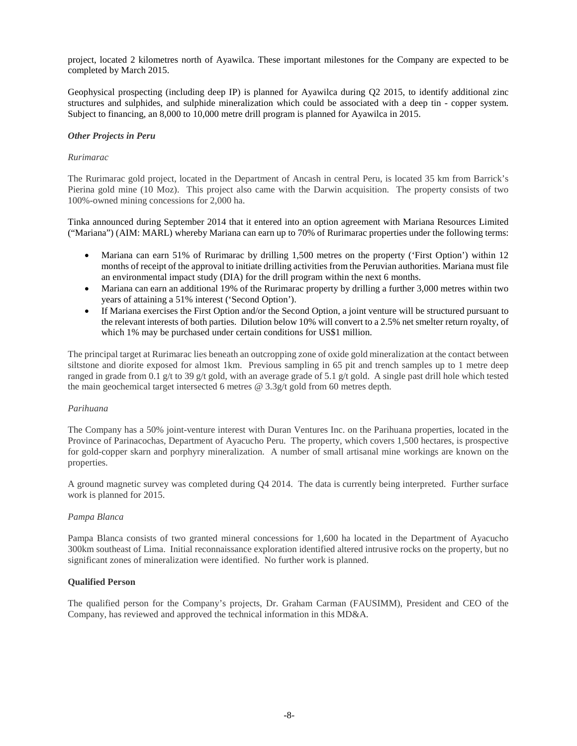project, located 2 kilometres north of Ayawilca. These important milestones for the Company are expected to be completed by March 2015.

Geophysical prospecting (including deep IP) is planned for Ayawilca during Q2 2015, to identify additional zinc structures and sulphides, and sulphide mineralization which could be associated with a deep tin - copper system. Subject to financing, an 8,000 to 10,000 metre drill program is planned for Ayawilca in 2015.

***Other Projects in Peru***

*Rurimarac*

The Rurimarac gold project, located in the Department of Ancash in central Peru, is located 35 km from Barrick's Pierina gold mine (10 Moz). This project also came with the Darwin acquisition. The property consists of two 100%-owned mining concessions for 2,000 ha.

Tinka announced during September 2014 that it entered into an option agreement with Mariana Resources Limited ("Mariana") (AIM: MARL) whereby Mariana can earn up to 70% of Rurimarac properties under the following terms:

- Mariana can earn 51% of Rurimarac by drilling 1,500 metres on the property ('First Option') within 12 months of receipt of the approval to initiate drilling activities from the Peruvian authorities. Mariana must file an environmental impact study (DIA) for the drill program within the next 6 months.
- Mariana can earn an additional 19% of the Rurimarac property by drilling a further 3,000 metres within two years of attaining a 51% interest ('Second Option').
- If Mariana exercises the First Option and/or the Second Option, a joint venture will be structured pursuant to the relevant interests of both parties. Dilution below 10% will convert to a 2.5% net smelter return royalty, of which 1% may be purchased under certain conditions for US$1 million.

The principal target at Rurimarac lies beneath an outcropping zone of oxide gold mineralization at the contact between siltstone and diorite exposed for almost 1km. Previous sampling in 65 pit and trench samples up to 1 metre deep ranged in grade from 0.1 g/t to 39 g/t gold, with an average grade of 5.1 g/t gold. A single past drill hole which tested the main geochemical target intersected 6 metres @ 3.3g/t gold from 60 metres depth.

*Parihuana*

The Company has a 50% joint-venture interest with Duran Ventures Inc. on the Parihuana properties, located in the Province of Parinacochas, Department of Ayacucho Peru. The property, which covers 1,500 hectares, is prospective for gold-copper skarn and porphyry mineralization. A number of small artisanal mine workings are known on the properties.

A ground magnetic survey was completed during Q4 2014. The data is currently being interpreted. Further surface work is planned for 2015.

*Pampa Blanca*

Pampa Blanca consists of two granted mineral concessions for 1,600 ha located in the Department of Ayacucho 300km southeast of Lima. Initial reconnaissance exploration identified altered intrusive rocks on the property, but no significant zones of mineralization were identified. No further work is planned.

**Qualified Person**

The qualified person for the Company's projects, Dr. Graham Carman (FAUSIMM), President and CEO of the Company, has reviewed and approved the technical information in this MD&A.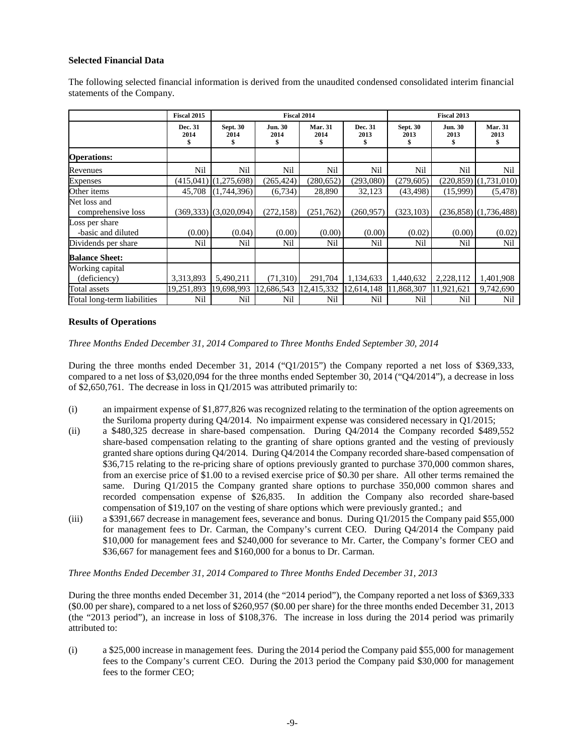**Selected Financial Data**

The following selected financial information is derived from the unaudited condensed consolidated interim financial statements of the Company.

| | Fiscal 2015 | Fiscal 2014 | | | | Fiscal 2013 | | |
|---|---|---|---|---|---|---|---|---|
| | Dec. 31 2014 $ | Sept. 30 2014 $ | Jun. 30 2014 $ | Mar. 31 2014 $ | Dec. 31 2013 $ | Sept. 30 2013 $ | Jun. 30 2013 $ | Mar. 31 2013 $ |
| **Operations:** | | | | | | | | |
| Revenues | Nil | Nil | Nil | Nil | Nil | Nil | Nil | Nil |
| Expenses | (415,041) | (1,275,698) | (265,424) | (280,652) | (293,080) | (279,605) | (220,859) | (1,731,010) |
| Other items | 45,708 | (1,744,396) | (6,734) | 28,890 | 32,123 | (43,498) | (15,999) | (5,478) |
| Net loss and comprehensive loss | (369,333) | (3,020,094) | (272,158) | (251,762) | (260,957) | (323,103) | (236,858) | (1,736,488) |
| Loss per share -basic and diluted | (0.00) | (0.04) | (0.00) | (0.00) | (0.00) | (0.02) | (0.00) | (0.02) |
| Dividends per share | Nil | Nil | Nil | Nil | Nil | Nil | Nil | Nil |
| **Balance Sheet:** | | | | | | | | |
| Working capital (deficiency) | 3,313,893 | 5,490,211 | (71,310) | 291,704 | 1,134,633 | 1,440,632 | 2,228,112 | 1,401,908 |
| Total assets | 19,251,893 | 19,698,993 | 12,686,543 | 12,415,332 | 12,614,148 | 11,868,307 | 11,921,621 | 9,742,690 |
| Total long-term liabilities | Nil | Nil | Nil | Nil | Nil | Nil | Nil | Nil |

**Results of Operations**

*Three Months Ended December 31, 2014 Compared to Three Months Ended September 30, 2014*

During the three months ended December 31, 2014 ("Q1/2015") the Company reported a net loss of $369,333, compared to a net loss of $3,020,094 for the three months ended September 30, 2014 ("Q4/2014"), a decrease in loss of $2,650,761. The decrease in loss in Q1/2015 was attributed primarily to:

(i) an impairment expense of $1,877,826 was recognized relating to the termination of the option agreements on the Suriloma property during Q4/2014. No impairment expense was considered necessary in Q1/2015;

(ii) a $480,325 decrease in share-based compensation. During Q4/2014 the Company recorded $489,552 share-based compensation relating to the granting of share options granted and the vesting of previously granted share options during Q4/2014. During Q4/2014 the Company recorded share-based compensation of $36,715 relating to the re-pricing share of options previously granted to purchase 370,000 common shares, from an exercise price of $1.00 to a revised exercise price of $0.30 per share. All other terms remained the same. During Q1/2015 the Company granted share options to purchase 350,000 common shares and recorded compensation expense of $26,835. In addition the Company also recorded share-based compensation of $19,107 on the vesting of share options which were previously granted.; and

(iii) a $391,667 decrease in management fees, severance and bonus. During Q1/2015 the Company paid $55,000 for management fees to Dr. Carman, the Company's current CEO. During Q4/2014 the Company paid $10,000 for management fees and $240,000 for severance to Mr. Carter, the Company's former CEO and $36,667 for management fees and $160,000 for a bonus to Dr. Carman.

*Three Months Ended December 31, 2014 Compared to Three Months Ended December 31, 2013*

During the three months ended December 31, 2014 (the "2014 period"), the Company reported a net loss of $369,333 ($0.00 per share), compared to a net loss of $260,957 ($0.00 per share) for the three months ended December 31, 2013 (the "2013 period"), an increase in loss of $108,376. The increase in loss during the 2014 period was primarily attributed to:

(i) a $25,000 increase in management fees. During the 2014 period the Company paid $55,000 for management fees to the Company's current CEO. During the 2013 period the Company paid $30,000 for management fees to the former CEO;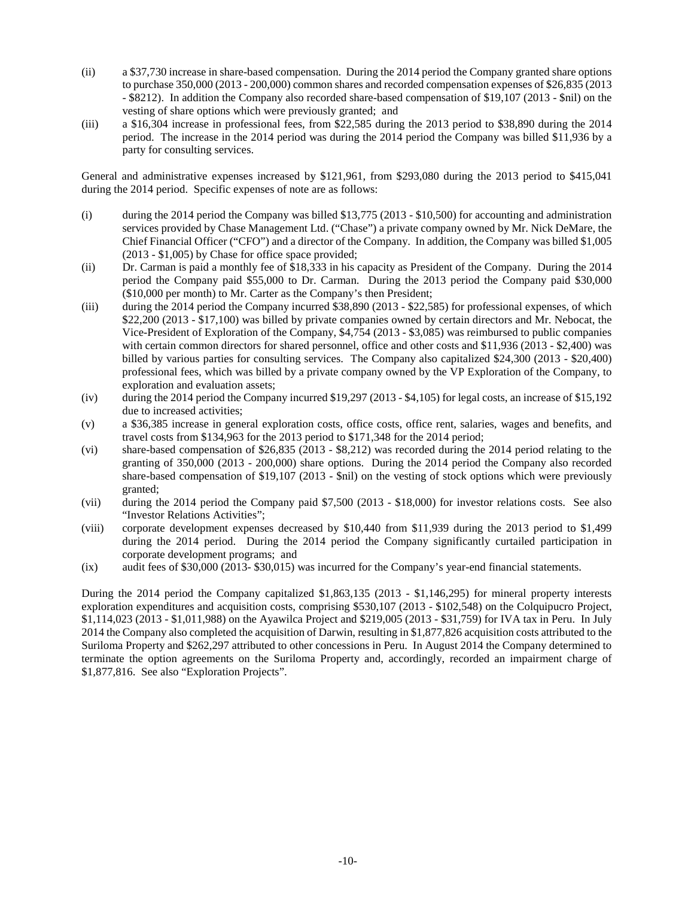(ii) a $37,730 increase in share-based compensation. During the 2014 period the Company granted share options to purchase 350,000 (2013 - 200,000) common shares and recorded compensation expenses of $26,835 (2013 - $8212). In addition the Company also recorded share-based compensation of $19,107 (2013 - $nil) on the vesting of share options which were previously granted; and

(iii) a $16,304 increase in professional fees, from $22,585 during the 2013 period to $38,890 during the 2014 period. The increase in the 2014 period was during the 2014 period the Company was billed $11,936 by a party for consulting services.

General and administrative expenses increased by $121,961, from $293,080 during the 2013 period to $415,041 during the 2014 period. Specific expenses of note are as follows:

(i) during the 2014 period the Company was billed $13,775 (2013 - $10,500) for accounting and administration services provided by Chase Management Ltd. ("Chase") a private company owned by Mr. Nick DeMare, the Chief Financial Officer ("CFO") and a director of the Company. In addition, the Company was billed $1,005 (2013 - $1,005) by Chase for office space provided;

(ii) Dr. Carman is paid a monthly fee of $18,333 in his capacity as President of the Company. During the 2014 period the Company paid $55,000 to Dr. Carman. During the 2013 period the Company paid $30,000 ($10,000 per month) to Mr. Carter as the Company's then President;

(iii) during the 2014 period the Company incurred $38,890 (2013 - $22,585) for professional expenses, of which $22,200 (2013 - $17,100) was billed by private companies owned by certain directors and Mr. Nebocat, the Vice-President of Exploration of the Company, $4,754 (2013 - $3,085) was reimbursed to public companies with certain common directors for shared personnel, office and other costs and $11,936 (2013 - $2,400) was billed by various parties for consulting services. The Company also capitalized $24,300 (2013 - $20,400) professional fees, which was billed by a private company owned by the VP Exploration of the Company, to exploration and evaluation assets;

(iv) during the 2014 period the Company incurred $19,297 (2013 - $4,105) for legal costs, an increase of $15,192 due to increased activities;

(v) a $36,385 increase in general exploration costs, office costs, office rent, salaries, wages and benefits, and travel costs from $134,963 for the 2013 period to $171,348 for the 2014 period;

(vi) share-based compensation of $26,835 (2013 - $8,212) was recorded during the 2014 period relating to the granting of 350,000 (2013 - 200,000) share options. During the 2014 period the Company also recorded share-based compensation of $19,107 (2013 - $nil) on the vesting of stock options which were previously granted;

(vii) during the 2014 period the Company paid $7,500 (2013 - $18,000) for investor relations costs. See also "Investor Relations Activities";

(viii) corporate development expenses decreased by $10,440 from $11,939 during the 2013 period to $1,499 during the 2014 period. During the 2014 period the Company significantly curtailed participation in corporate development programs; and

(ix) audit fees of $30,000 (2013- $30,015) was incurred for the Company's year-end financial statements.

During the 2014 period the Company capitalized $1,863,135 (2013 - $1,146,295) for mineral property interests exploration expenditures and acquisition costs, comprising $530,107 (2013 - $102,548) on the Colquipucro Project, $1,114,023 (2013 - $1,011,988) on the Ayawilca Project and $219,005 (2013 - $31,759) for IVA tax in Peru. In July 2014 the Company also completed the acquisition of Darwin, resulting in $1,877,826 acquisition costs attributed to the Suriloma Property and $262,297 attributed to other concessions in Peru. In August 2014 the Company determined to terminate the option agreements on the Suriloma Property and, accordingly, recorded an impairment charge of $1,877,816. See also "Exploration Projects".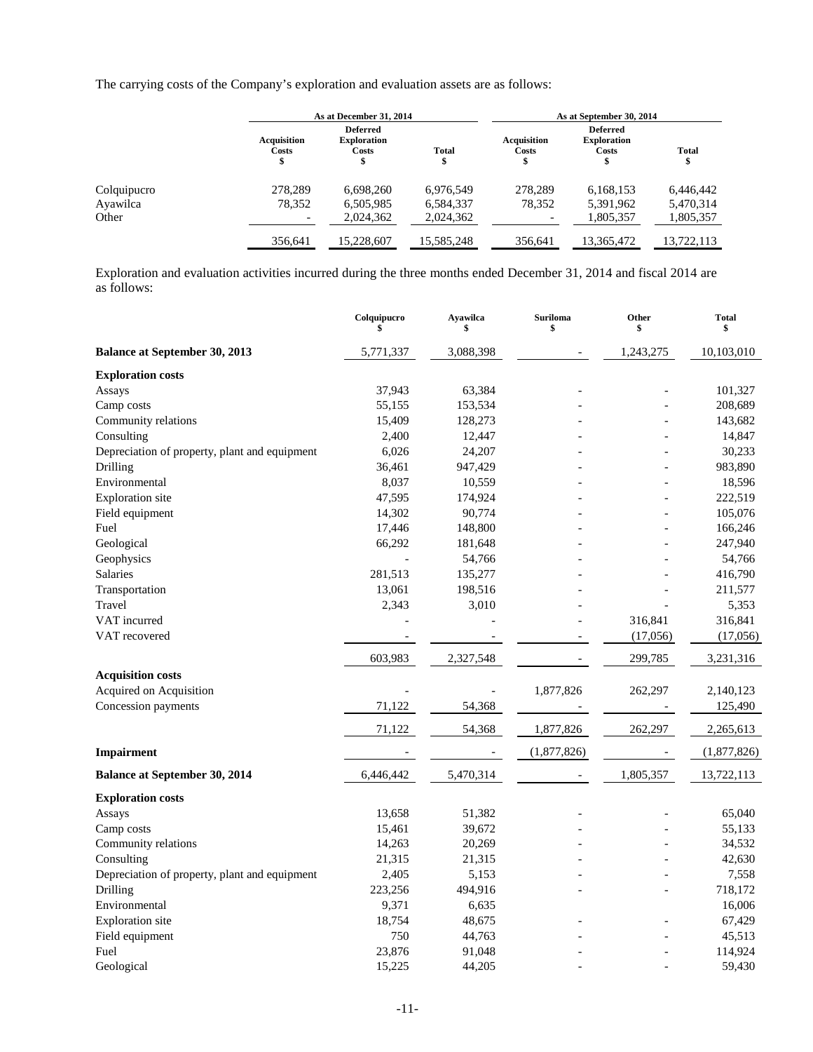The carrying costs of the Company's exploration and evaluation assets are as follows:

| | As at December 31, 2014 | | | As at September 30, 2014 | | |
|---|---|---|---|---|---|---|
| | Acquisition Costs $ | Deferred Exploration Costs $ | Total $ | Acquisition Costs $ | Deferred Exploration Costs $ | Total $ |
| Colquipucro | 278,289 | 6,698,260 | 6,976,549 | 278,289 | 6,168,153 | 6,446,442 |
| Ayawilca | 78,352 | 6,505,985 | 6,584,337 | 78,352 | 5,391,962 | 5,470,314 |
| Other | - | 2,024,362 | 2,024,362 | - | 1,805,357 | 1,805,357 |
| | 356,641 | 15,228,607 | 15,585,248 | 356,641 | 13,365,472 | 13,722,113 |

Exploration and evaluation activities incurred during the three months ended December 31, 2014 and fiscal 2014 are as follows:

| | Colquipucro $ | Ayawilca $ | Suriloma $ | Other $ | Total $ |
|---|---|---|---|---|---|
| **Balance at September 30, 2013** | 5,771,337 | 3,088,398 | - | 1,243,275 | 10,103,010 |
| **Exploration costs** | | | | | |
| Assays | 37,943 | 63,384 | - | - | 101,327 |
| Camp costs | 55,155 | 153,534 | - | - | 208,689 |
| Community relations | 15,409 | 128,273 | - | - | 143,682 |
| Consulting | 2,400 | 12,447 | - | - | 14,847 |
| Depreciation of property, plant and equipment | 6,026 | 24,207 | - | - | 30,233 |
| Drilling | 36,461 | 947,429 | - | - | 983,890 |
| Environmental | 8,037 | 10,559 | - | - | 18,596 |
| Exploration site | 47,595 | 174,924 | - | - | 222,519 |
| Field equipment | 14,302 | 90,774 | - | - | 105,076 |
| Fuel | 17,446 | 148,800 | - | - | 166,246 |
| Geological | 66,292 | 181,648 | - | - | 247,940 |
| Geophysics | - | 54,766 | - | - | 54,766 |
| Salaries | 281,513 | 135,277 | - | - | 416,790 |
| Transportation | 13,061 | 198,516 | - | - | 211,577 |
| Travel | 2,343 | 3,010 | - | - | 5,353 |
| VAT incurred | - | - | - | 316,841 | 316,841 |
| VAT recovered | - | - | - | (17,056) | (17,056) |
| | 603,983 | 2,327,548 | - | 299,785 | 3,231,316 |
| **Acquisition costs** | | | | | |
| Acquired on Acquisition | - | - | 1,877,826 | 262,297 | 2,140,123 |
| Concession payments | 71,122 | 54,368 | - | - | 125,490 |
| | 71,122 | 54,368 | 1,877,826 | 262,297 | 2,265,613 |
| **Impairment** | - | - | (1,877,826) | - | (1,877,826) |
| **Balance at September 30, 2014** | 6,446,442 | 5,470,314 | - | 1,805,357 | 13,722,113 |
| **Exploration costs** | | | | | |
| Assays | 13,658 | 51,382 | - | - | 65,040 |
| Camp costs | 15,461 | 39,672 | - | - | 55,133 |
| Community relations | 14,263 | 20,269 | - | - | 34,532 |
| Consulting | 21,315 | 21,315 | - | - | 42,630 |
| Depreciation of property, plant and equipment | 2,405 | 5,153 | - | - | 7,558 |
| Drilling | 223,256 | 494,916 | - | - | 718,172 |
| Environmental | 9,371 | 6,635 | | | 16,006 |
| Exploration site | 18,754 | 48,675 | - | - | 67,429 |
| Field equipment | 750 | 44,763 | - | - | 45,513 |
| Fuel | 23,876 | 91,048 | - | - | 114,924 |
| Geological | 15,225 | 44,205 | - | - | 59,430 |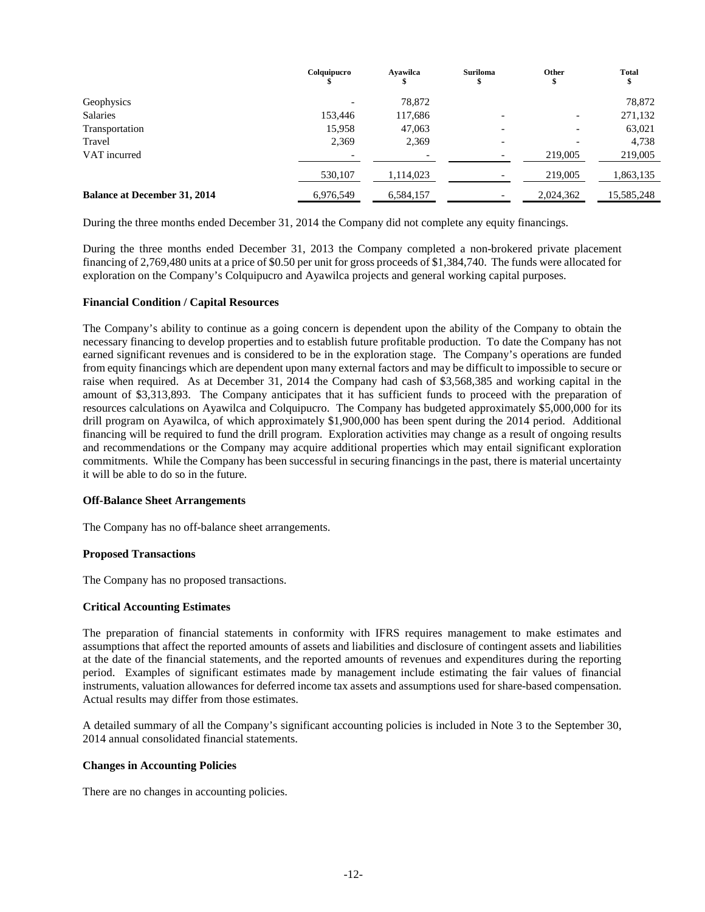| | Colquipucro $ | Ayawilca $ | Suriloma $ | Other $ | Total $ |
|---|---|---|---|---|---|
| Geophysics | - | 78,872 | | | 78,872 |
| Salaries | 153,446 | 117,686 | - | - | 271,132 |
| Transportation | 15,958 | 47,063 | - | - | 63,021 |
| Travel | 2,369 | 2,369 | - | - | 4,738 |
| VAT incurred | - | - | - | 219,005 | 219,005 |
| | 530,107 | 1,114,023 | - | 219,005 | 1,863,135 |
| **Balance at December 31, 2014** | 6,976,549 | 6,584,157 | - | 2,024,362 | 15,585,248 |

During the three months ended December 31, 2014 the Company did not complete any equity financings.

During the three months ended December 31, 2013 the Company completed a non-brokered private placement financing of 2,769,480 units at a price of $0.50 per unit for gross proceeds of $1,384,740. The funds were allocated for exploration on the Company's Colquipucro and Ayawilca projects and general working capital purposes.

### Financial Condition / Capital Resources

The Company's ability to continue as a going concern is dependent upon the ability of the Company to obtain the necessary financing to develop properties and to establish future profitable production. To date the Company has not earned significant revenues and is considered to be in the exploration stage. The Company's operations are funded from equity financings which are dependent upon many external factors and may be difficult to impossible to secure or raise when required. As at December 31, 2014 the Company had cash of $3,568,385 and working capital in the amount of $3,313,893. The Company anticipates that it has sufficient funds to proceed with the preparation of resources calculations on Ayawilca and Colquipucro. The Company has budgeted approximately $5,000,000 for its drill program on Ayawilca, of which approximately $1,900,000 has been spent during the 2014 period. Additional financing will be required to fund the drill program. Exploration activities may change as a result of ongoing results and recommendations or the Company may acquire additional properties which may entail significant exploration commitments. While the Company has been successful in securing financings in the past, there is material uncertainty it will be able to do so in the future.

### Off-Balance Sheet Arrangements

The Company has no off-balance sheet arrangements.

### Proposed Transactions

The Company has no proposed transactions.

### Critical Accounting Estimates

The preparation of financial statements in conformity with IFRS requires management to make estimates and assumptions that affect the reported amounts of assets and liabilities and disclosure of contingent assets and liabilities at the date of the financial statements, and the reported amounts of revenues and expenditures during the reporting period. Examples of significant estimates made by management include estimating the fair values of financial instruments, valuation allowances for deferred income tax assets and assumptions used for share-based compensation. Actual results may differ from those estimates.

A detailed summary of all the Company's significant accounting policies is included in Note 3 to the September 30, 2014 annual consolidated financial statements.

### Changes in Accounting Policies

There are no changes in accounting policies.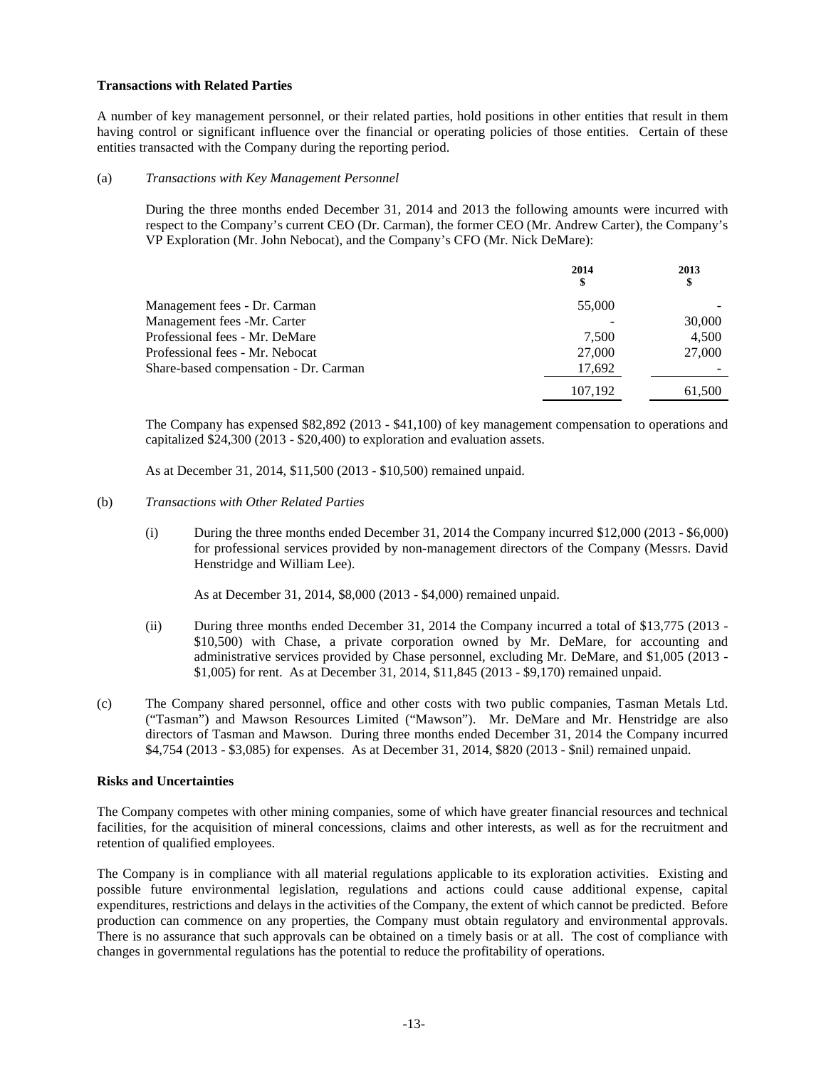**Transactions with Related Parties**

A number of key management personnel, or their related parties, hold positions in other entities that result in them having control or significant influence over the financial or operating policies of those entities. Certain of these entities transacted with the Company during the reporting period.

(a) *Transactions with Key Management Personnel*

During the three months ended December 31, 2014 and 2013 the following amounts were incurred with respect to the Company's current CEO (Dr. Carman), the former CEO (Mr. Andrew Carter), the Company's VP Exploration (Mr. John Nebocat), and the Company's CFO (Mr. Nick DeMare):

| | 2014<br>$ | 2013<br>$ |
|---|---|---|
| Management fees - Dr. Carman | 55,000 | - |
| Management fees -Mr. Carter | - | 30,000 |
| Professional fees - Mr. DeMare | 7,500 | 4,500 |
| Professional fees - Mr. Nebocat | 27,000 | 27,000 |
| Share-based compensation - Dr. Carman | 17,692 | - |
| | 107,192 | 61,500 |

The Company has expensed $82,892 (2013 - $41,100) of key management compensation to operations and capitalized $24,300 (2013 - $20,400) to exploration and evaluation assets.

As at December 31, 2014, $11,500 (2013 - $10,500) remained unpaid.

(b) *Transactions with Other Related Parties*

(i) During the three months ended December 31, 2014 the Company incurred $12,000 (2013 - $6,000) for professional services provided by non-management directors of the Company (Messrs. David Henstridge and William Lee).

As at December 31, 2014, $8,000 (2013 - $4,000) remained unpaid.

(ii) During three months ended December 31, 2014 the Company incurred a total of $13,775 (2013 - $10,500) with Chase, a private corporation owned by Mr. DeMare, for accounting and administrative services provided by Chase personnel, excluding Mr. DeMare, and $1,005 (2013 - $1,005) for rent. As at December 31, 2014, $11,845 (2013 - $9,170) remained unpaid.

(c) The Company shared personnel, office and other costs with two public companies, Tasman Metals Ltd. ("Tasman") and Mawson Resources Limited ("Mawson"). Mr. DeMare and Mr. Henstridge are also directors of Tasman and Mawson. During three months ended December 31, 2014 the Company incurred $4,754 (2013 - $3,085) for expenses. As at December 31, 2014, $820 (2013 - $nil) remained unpaid.

**Risks and Uncertainties**

The Company competes with other mining companies, some of which have greater financial resources and technical facilities, for the acquisition of mineral concessions, claims and other interests, as well as for the recruitment and retention of qualified employees.

The Company is in compliance with all material regulations applicable to its exploration activities. Existing and possible future environmental legislation, regulations and actions could cause additional expense, capital expenditures, restrictions and delays in the activities of the Company, the extent of which cannot be predicted. Before production can commence on any properties, the Company must obtain regulatory and environmental approvals. There is no assurance that such approvals can be obtained on a timely basis or at all. The cost of compliance with changes in governmental regulations has the potential to reduce the profitability of operations.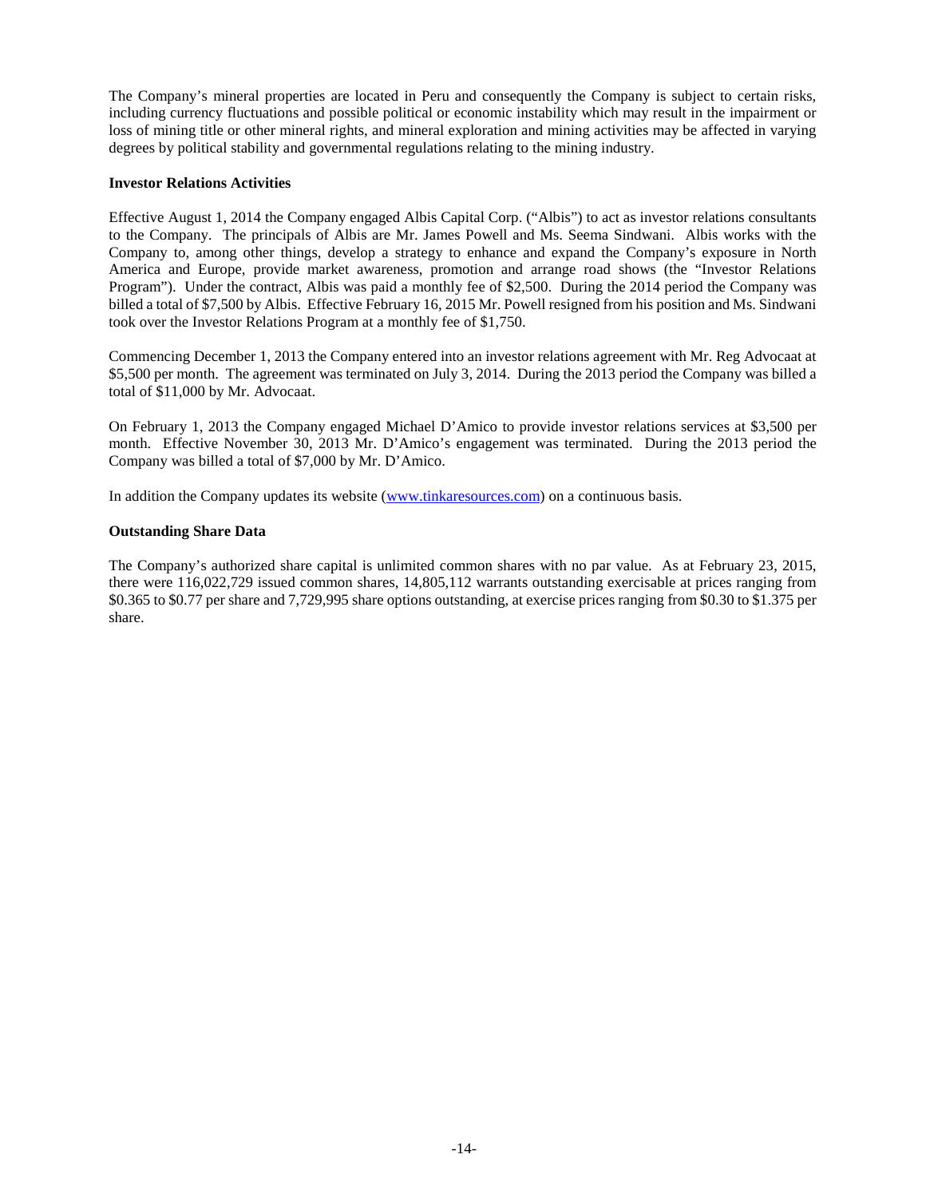The Company's mineral properties are located in Peru and consequently the Company is subject to certain risks, including currency fluctuations and possible political or economic instability which may result in the impairment or loss of mining title or other mineral rights, and mineral exploration and mining activities may be affected in varying degrees by political stability and governmental regulations relating to the mining industry.

**Investor Relations Activities**

Effective August 1, 2014 the Company engaged Albis Capital Corp. ("Albis") to act as investor relations consultants to the Company. The principals of Albis are Mr. James Powell and Ms. Seema Sindwani. Albis works with the Company to, among other things, develop a strategy to enhance and expand the Company's exposure in North America and Europe, provide market awareness, promotion and arrange road shows (the "Investor Relations Program"). Under the contract, Albis was paid a monthly fee of $2,500. During the 2014 period the Company was billed a total of $7,500 by Albis. Effective February 16, 2015 Mr. Powell resigned from his position and Ms. Sindwani took over the Investor Relations Program at a monthly fee of $1,750.

Commencing December 1, 2013 the Company entered into an investor relations agreement with Mr. Reg Advocaat at $5,500 per month. The agreement was terminated on July 3, 2014. During the 2013 period the Company was billed a total of $11,000 by Mr. Advocaat.

On February 1, 2013 the Company engaged Michael D'Amico to provide investor relations services at $3,500 per month. Effective November 30, 2013 Mr. D'Amico's engagement was terminated. During the 2013 period the Company was billed a total of $7,000 by Mr. D'Amico.

In addition the Company updates its website (www.tinkaresources.com) on a continuous basis.

**Outstanding Share Data**

The Company's authorized share capital is unlimited common shares with no par value. As at February 23, 2015, there were 116,022,729 issued common shares, 14,805,112 warrants outstanding exercisable at prices ranging from $0.365 to $0.77 per share and 7,729,995 share options outstanding, at exercise prices ranging from $0.30 to $1.375 per share.